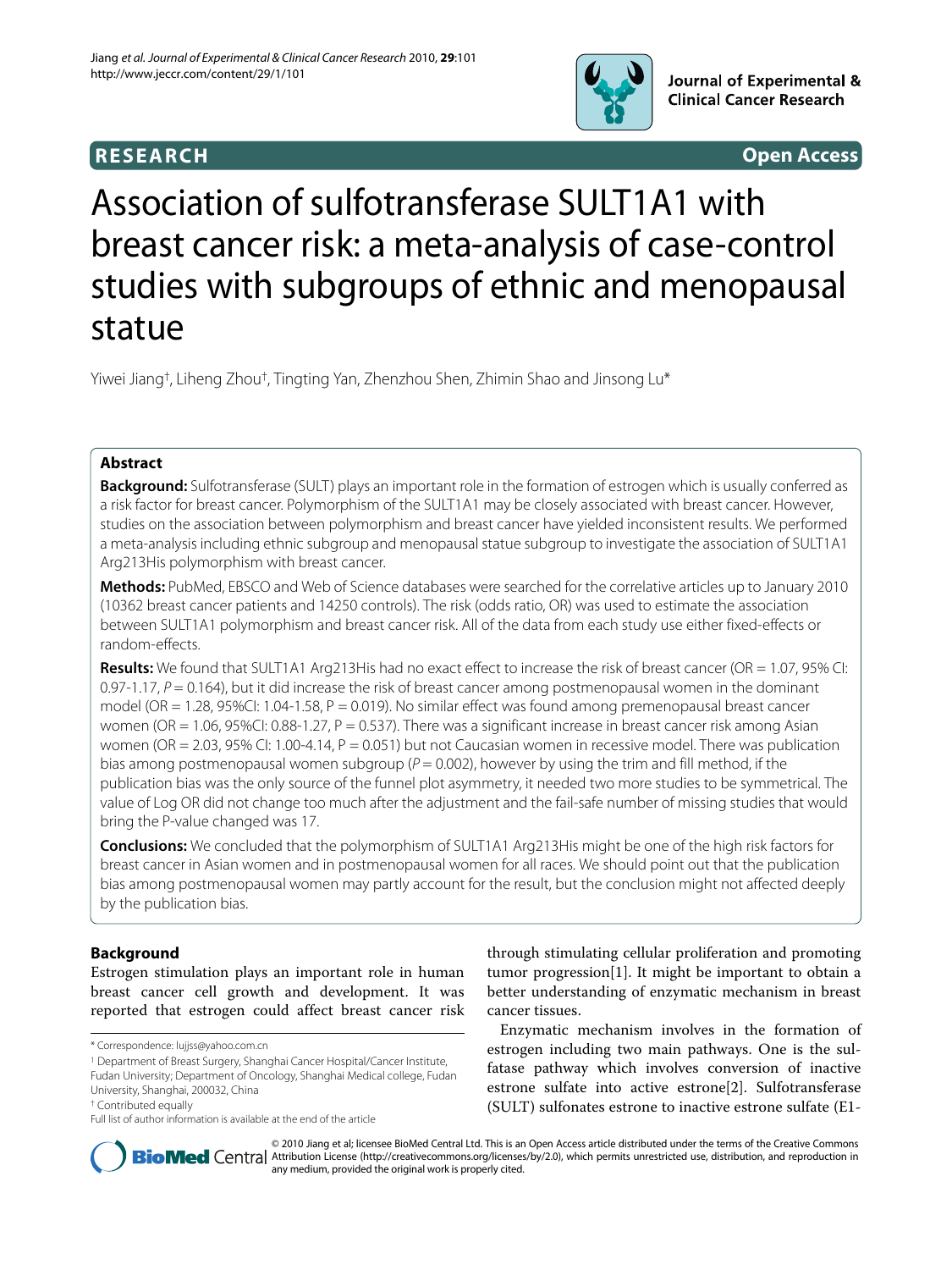**RESEARCH** **Open Access**

# Association of sulfotransferase SULT1A1 with breast cancer risk: a meta-analysis of case-control studies with subgroups of ethnic and menopausal statue

Yiwei Jiang[†], Liheng Zhou[†], Tingting Yan, Zhenzhou Shen, Zhimin Shao and Jinsong Lu*

## Abstract

**Background:** Sulfotransferase (SULT) plays an important role in the formation of estrogen which is usually conferred as a risk factor for breast cancer. Polymorphism of the SULT1A1 may be closely associated with breast cancer. However, studies on the association between polymorphism and breast cancer have yielded inconsistent results. We performed a meta-analysis including ethnic subgroup and menopausal statue subgroup to investigate the association of SULT1A1 Arg213His polymorphism with breast cancer.

**Methods:** PubMed, EBSCO and Web of Science databases were searched for the correlative articles up to January 2010 (10362 breast cancer patients and 14250 controls). The risk (odds ratio, OR) was used to estimate the association between SULT1A1 polymorphism and breast cancer risk. All of the data from each study use either fixed-effects or random-effects.

**Results:** We found that SULT1A1 Arg213His had no exact effect to increase the risk of breast cancer (OR = 1.07, 95% CI: 0.97-1.17, *P* = 0.164), but it did increase the risk of breast cancer among postmenopausal women in the dominant model (OR = 1.28, 95%CI: 1.04-1.58, P = 0.019). No similar effect was found among premenopausal breast cancer women (OR = 1.06, 95%CI: 0.88-1.27, P = 0.537). There was a significant increase in breast cancer risk among Asian women (OR = 2.03, 95% CI: 1.00-4.14, P = 0.051) but not Caucasian women in recessive model. There was publication bias among postmenopausal women subgroup (*P* = 0.002), however by using the trim and fill method, if the publication bias was the only source of the funnel plot asymmetry, it needed two more studies to be symmetrical. The value of Log OR did not change too much after the adjustment and the fail-safe number of missing studies that would bring the P-value changed was 17.

**Conclusions:** We concluded that the polymorphism of SULT1A1 Arg213His might be one of the high risk factors for breast cancer in Asian women and in postmenopausal women for all races. We should point out that the publication bias among postmenopausal women may partly account for the result, but the conclusion might not affected deeply by the publication bias.

## Background

Estrogen stimulation plays an important role in human breast cancer cell growth and development. It was reported that estrogen could affect breast cancer risk through stimulating cellular proliferation and promoting tumor progression[1]. It might be important to obtain a better understanding of enzymatic mechanism in breast cancer tissues.

Enzymatic mechanism involves in the formation of estrogen including two main pathways. One is the sulfatase pathway which involves conversion of inactive estrone sulfate into active estrone[2]. Sulfotransferase (SULT) sulfonates estrone to inactive estrone sulfate (E1-

\* Correspondence: lujjss@yahoo.com.cn

[1] Department of Breast Surgery, Shanghai Cancer Hospital/Cancer Institute, Fudan University; Department of Oncology, Shanghai Medical college, Fudan University, Shanghai, 200032, China

[†] Contributed equally

Full list of author information is available at the end of the article

© 2010 Jiang et al; licensee BioMed Central Ltd. This is an Open Access article distributed under the terms of the Creative Commons Attribution License (http://creativecommons.org/licenses/by/2.0), which permits unrestricted use, distribution, and reproduction in any medium, provided the original work is properly cited.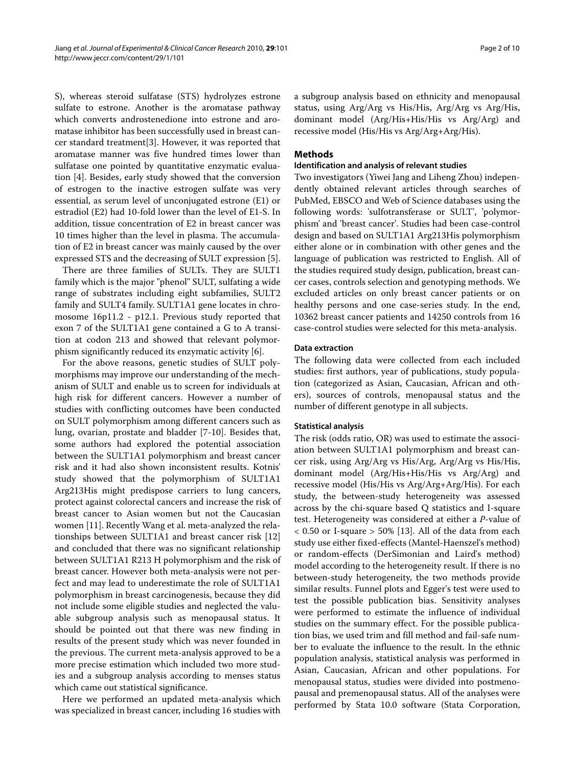S), whereas steroid sulfatase (STS) hydrolyzes estrone sulfate to estrone. Another is the aromatase pathway which converts androstenedione into estrone and aromatase inhibitor has been successfully used in breast cancer standard treatment[3]. However, it was reported that aromatase manner was five hundred times lower than sulfatase one pointed by quantitative enzymatic evaluation [4]. Besides, early study showed that the conversion of estrogen to the inactive estrogen sulfate was very essential, as serum level of unconjugated estrone (E1) or estradiol (E2) had 10-fold lower than the level of E1-S. In addition, tissue concentration of E2 in breast cancer was 10 times higher than the level in plasma. The accumulation of E2 in breast cancer was mainly caused by the over expressed STS and the decreasing of SULT expression [5].

There are three families of SULTs. They are SULT1 family which is the major "phenol" SULT, sulfating a wide range of substrates including eight subfamilies, SULT2 family and SULT4 family. SULT1A1 gene locates in chromosome 16p11.2 - p12.1. Previous study reported that exon 7 of the SULT1A1 gene contained a G to A transition at codon 213 and showed that relevant polymorphism significantly reduced its enzymatic activity [6].

For the above reasons, genetic studies of SULT polymorphisms may improve our understanding of the mechanism of SULT and enable us to screen for individuals at high risk for different cancers. However a number of studies with conflicting outcomes have been conducted on SULT polymorphism among different cancers such as lung, ovarian, prostate and bladder [7-10]. Besides that, some authors had explored the potential association between the SULT1A1 polymorphism and breast cancer risk and it had also shown inconsistent results. Kotnis' study showed that the polymorphism of SULT1A1 Arg213His might predispose carriers to lung cancers, protect against colorectal cancers and increase the risk of breast cancer to Asian women but not the Caucasian women [11]. Recently Wang et al. meta-analyzed the relationships between SULT1A1 and breast cancer risk [12] and concluded that there was no significant relationship between SULT1A1 R213 H polymorphism and the risk of breast cancer. However both meta-analysis were not perfect and may lead to underestimate the role of SULT1A1 polymorphism in breast carcinogenesis, because they did not include some eligible studies and neglected the valuable subgroup analysis such as menopausal status. It should be pointed out that there was new finding in results of the present study which was never founded in the previous. The current meta-analysis approved to be a more precise estimation which included two more studies and a subgroup analysis according to menses status which came out statistical significance.

Here we performed an updated meta-analysis which was specialized in breast cancer, including 16 studies with a subgroup analysis based on ethnicity and menopausal status, using Arg/Arg vs His/His, Arg/Arg vs Arg/His, dominant model (Arg/His+His/His vs Arg/Arg) and recessive model (His/His vs Arg/Arg+Arg/His).

## Methods

### Identification and analysis of relevant studies

Two investigators (Yiwei Jang and Liheng Zhou) independently obtained relevant articles through searches of PubMed, EBSCO and Web of Science databases using the following words: 'sulfotransferase or SULT', 'polymorphism' and 'breast cancer'. Studies had been case-control design and based on SULT1A1 Arg213His polymorphism either alone or in combination with other genes and the language of publication was restricted to English. All of the studies required study design, publication, breast cancer cases, controls selection and genotyping methods. We excluded articles on only breast cancer patients or on healthy persons and one case-series study. In the end, 10362 breast cancer patients and 14250 controls from 16 case-control studies were selected for this meta-analysis.

### Data extraction

The following data were collected from each included studies: first authors, year of publications, study population (categorized as Asian, Caucasian, African and others), sources of controls, menopausal status and the number of different genotype in all subjects.

### Statistical analysis

The risk (odds ratio, OR) was used to estimate the association between SULT1A1 polymorphism and breast cancer risk, using Arg/Arg vs His/Arg, Arg/Arg vs His/His, dominant model (Arg/His+His/His vs Arg/Arg) and recessive model (His/His vs Arg/Arg+Arg/His). For each study, the between-study heterogeneity was assessed across by the chi-square based Q statistics and I-square test. Heterogeneity was considered at either a *P*-value of $< 0.50$ or I-square $> 50\%$ [13]. All of the data from each study use either fixed-effects (Mantel-Haenszel's method) or random-effects (DerSimonian and Laird's method) model according to the heterogeneity result. If there is no between-study heterogeneity, the two methods provide similar results. Funnel plots and Egger's test were used to test the possible publication bias. Sensitivity analyses were performed to estimate the influence of individual studies on the summary effect. For the possible publication bias, we used trim and fill method and fail-safe number to evaluate the influence to the result. In the ethnic population analysis, statistical analysis was performed in Asian, Caucasian, African and other populations. For menopausal status, studies were divided into postmenopausal and premenopausal status. All of the analyses were performed by Stata 10.0 software (Stata Corporation,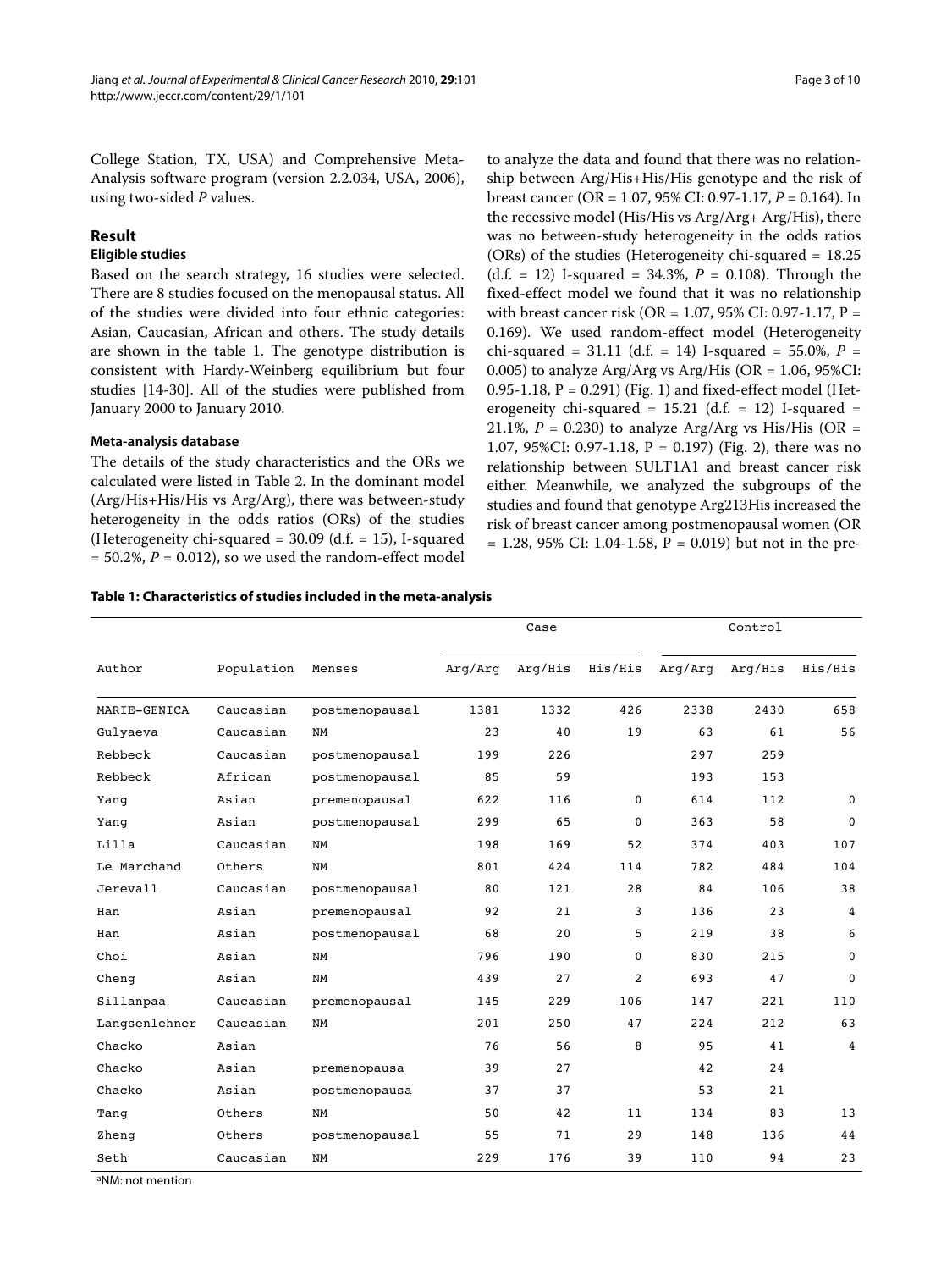College Station, TX, USA) and Comprehensive Meta-Analysis software program (version 2.2.034, USA, 2006), using two-sided *P* values.

## Result

### Eligible studies

Based on the search strategy, 16 studies were selected. There are 8 studies focused on the menopausal status. All of the studies were divided into four ethnic categories: Asian, Caucasian, African and others. The study details are shown in the table 1. The genotype distribution is consistent with Hardy-Weinberg equilibrium but four studies [14-30]. All of the studies were published from January 2000 to January 2010.

#### Meta-analysis database

The details of the study characteristics and the ORs we calculated were listed in Table 2. In the dominant model (Arg/His+His/His vs Arg/Arg), there was between-study heterogeneity in the odds ratios (ORs) of the studies (Heterogeneity chi-squared = 30.09 (d.f. = 15), I-squared = 50.2%, *P* = 0.012), so we used the random-effect model to analyze the data and found that there was no relationship between Arg/His+His/His genotype and the risk of breast cancer (OR = 1.07, 95% CI: 0.97-1.17, *P* = 0.164). In the recessive model (His/His vs Arg/Arg+ Arg/His), there was no between-study heterogeneity in the odds ratios (ORs) of the studies (Heterogeneity chi-squared = 18.25 (d.f. = 12) I-squared = 34.3%, *P* = 0.108). Through the fixed-effect model we found that it was no relationship with breast cancer risk (OR = 1.07, 95% CI: 0.97-1.17, P = 0.169). We used random-effect model (Heterogeneity chi-squared = 31.11 (d.f. = 14) I-squared = 55.0%, *P* = 0.005) to analyze Arg/Arg vs Arg/His (OR = 1.06, 95%CI: 0.95-1.18, P = 0.291) (Fig. 1) and fixed-effect model (Heterogeneity chi-squared = 15.21 (d.f. = 12) I-squared = 21.1%, *P* = 0.230) to analyze Arg/Arg vs His/His (OR = 1.07, 95%CI: 0.97-1.18, P = 0.197) (Fig. 2), there was no relationship between SULT1A1 and breast cancer risk either. Meanwhile, we analyzed the subgroups of the studies and found that genotype Arg213His increased the risk of breast cancer among postmenopausal women (OR = 1.28, 95% CI: 1.04-1.58, P = 0.019) but not in the pre-

**Table 1: Characteristics of studies included in the meta-analysis**

| Author | Population | Menses | Case | | | Control | | |
|---|---|---|---|---|---|---|---|---|
| | | | Arg/Arg | Arg/His | His/His | Arg/Arg | Arg/His | His/His |
| MARIE-GENICA | Caucasian | postmenopausal | 1381 | 1332 | 426 | 2338 | 2430 | 658 |
| Gulyaeva | Caucasian | NM | 23 | 40 | 19 | 63 | 61 | 56 |
| Rebbeck | Caucasian | postmenopausal | 199 | 226 | | 297 | 259 | |
| Rebbeck | African | postmenopausal | 85 | 59 | | 193 | 153 | |
| Yang | Asian | premenopausal | 622 | 116 | 0 | 614 | 112 | 0 |
| Yang | Asian | postmenopausal | 299 | 65 | 0 | 363 | 58 | 0 |
| Lilla | Caucasian | NM | 198 | 169 | 52 | 374 | 403 | 107 |
| Le Marchand | Others | NM | 801 | 424 | 114 | 782 | 484 | 104 |
| Jerevall | Caucasian | postmenopausal | 80 | 121 | 28 | 84 | 106 | 38 |
| Han | Asian | premenopausal | 92 | 21 | 3 | 136 | 23 | 4 |
| Han | Asian | postmenopausal | 68 | 20 | 5 | 219 | 38 | 6 |
| Choi | Asian | NM | 796 | 190 | 0 | 830 | 215 | 0 |
| Cheng | Asian | NM | 439 | 27 | 2 | 693 | 47 | 0 |
| Sillanpaa | Caucasian | premenopausal | 145 | 229 | 106 | 147 | 221 | 110 |
| Langsenlehner | Caucasian | NM | 201 | 250 | 47 | 224 | 212 | 63 |
| Chacko | Asian | | 76 | 56 | 8 | 95 | 41 | 4 |
| Chacko | Asian | premenopausa | 39 | 27 | | 42 | 24 | |
| Chacko | Asian | postmenopausa | 37 | 37 | | 53 | 21 | |
| Tang | Others | NM | 50 | 42 | 11 | 134 | 83 | 13 |
| Zheng | Others | postmenopausal | 55 | 71 | 29 | 148 | 136 | 44 |
| Seth | Caucasian | NM | 229 | 176 | 39 | 110 | 94 | 23 |

[a]NM: not mention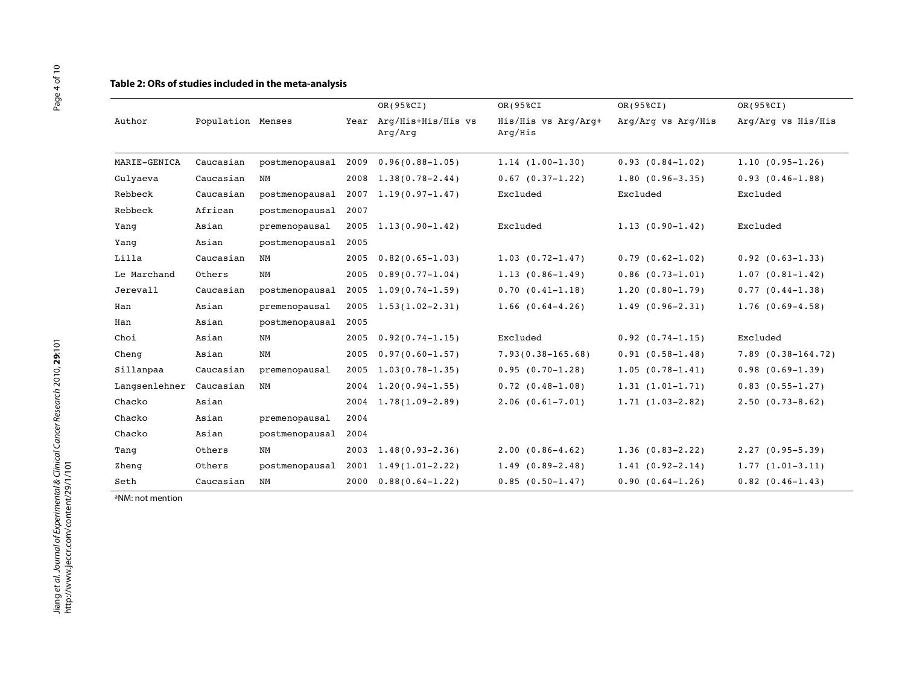**Table 2: ORs of studies included in the meta-analysis**

| Author | Population | Menses | Year | OR(95%CI) Arg/His+His/His vs Arg/Arg | OR(95%CI His/His vs Arg/Arg+ Arg/His | OR(95%CI) Arg/Arg vs Arg/His | OR(95%CI) Arg/Arg vs His/His |
|---|---|---|---|---|---|---|---|
| MARIE-GENICA | Caucasian | postmenopausal | 2009 | 0.96(0.88–1.05) | 1.14 (1.00–1.30) | 0.93 (0.84–1.02) | 1.10 (0.95–1.26) |
| Gulyaeva | Caucasian | NM | 2008 | 1.38(0.78–2.44) | 0.67 (0.37–1.22) | 1.80 (0.96–3.35) | 0.93 (0.46–1.88) |
| Rebbeck | Caucasian | postmenopausal | 2007 | 1.19(0.97–1.47) | Excluded | Excluded | Excluded |
| Rebbeck | African | postmenopausal | 2007 | | | | |
| Yang | Asian | premenopausal | 2005 | 1.13(0.90–1.42) | Excluded | 1.13 (0.90–1.42) | Excluded |
| Yang | Asian | postmenopausal | 2005 | | | | |
| Lilla | Caucasian | NM | 2005 | 0.82(0.65–1.03) | 1.03 (0.72–1.47) | 0.79 (0.62–1.02) | 0.92 (0.63–1.33) |
| Le Marchand | Others | NM | 2005 | 0.89(0.77–1.04) | 1.13 (0.86–1.49) | 0.86 (0.73–1.01) | 1.07 (0.81–1.42) |
| Jerevall | Caucasian | postmenopausal | 2005 | 1.09(0.74–1.59) | 0.70 (0.41–1.18) | 1.20 (0.80–1.79) | 0.77 (0.44–1.38) |
| Han | Asian | premenopausal | 2005 | 1.53(1.02–2.31) | 1.66 (0.64–4.26) | 1.49 (0.96–2.31) | 1.76 (0.69–4.58) |
| Han | Asian | postmenopausal | 2005 | | | | |
| Choi | Asian | NM | 2005 | 0.92(0.74–1.15) | Excluded | 0.92 (0.74–1.15) | Excluded |
| Cheng | Asian | NM | 2005 | 0.97(0.60–1.57) | 7.93(0.38–165.68) | 0.91 (0.58–1.48) | 7.89 (0.38–164.72) |
| Sillanpaa | Caucasian | premenopausal | 2005 | 1.03(0.78–1.35) | 0.95 (0.70–1.28) | 1.05 (0.78–1.41) | 0.98 (0.69–1.39) |
| Langsenlehner | Caucasian | NM | 2004 | 1.20(0.94–1.55) | 0.72 (0.48–1.08) | 1.31 (1.01–1.71) | 0.83 (0.55–1.27) |
| Chacko | Asian | | 2004 | 1.78(1.09–2.89) | 2.06 (0.61–7.01) | 1.71 (1.03–2.82) | 2.50 (0.73–8.62) |
| Chacko | Asian | premenopausal | 2004 | | | | |
| Chacko | Asian | postmenopausal | 2004 | | | | |
| Tang | Others | NM | 2003 | 1.48(0.93–2.36) | 2.00 (0.86–4.62) | 1.36 (0.83–2.22) | 2.27 (0.95–5.39) |
| Zheng | Others | postmenopausal | 2001 | 1.49(1.01–2.22) | 1.49 (0.89–2.48) | 1.41 (0.92–2.14) | 1.77 (1.01–3.11) |
| Seth | Caucasian | NM | 2000 | 0.88(0.64–1.22) | 0.85 (0.50–1.47) | 0.90 (0.64–1.26) | 0.82 (0.46–1.43) |

[a]NM: not mention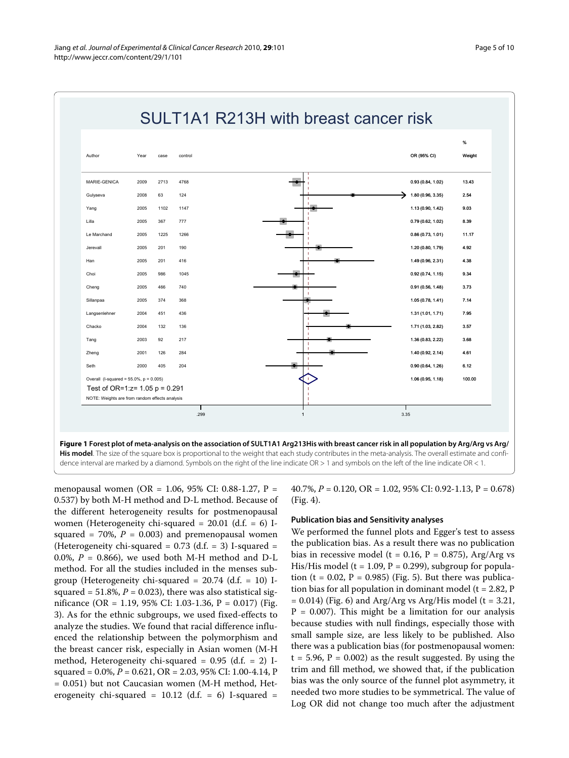## SULT1A1 R213H with breast cancer risk

| Author | Year | case | control | OR (95% CI) | % Weight |
|---|---|---|---|---|---|
| MARIE-GENICA | 2009 | 2713 | 4768 | 0.93 (0.84, 1.02) | 13.43 |
| Gulyaeva | 2008 | 63 | 124 | 1.80 (0.96, 3.35) | 2.54 |
| Yang | 2005 | 1102 | 1147 | 1.13 (0.90, 1.42) | 9.03 |
| Lilla | 2005 | 367 | 777 | 0.79 (0.62, 1.02) | 8.39 |
| Le Marchand | 2005 | 1225 | 1266 | 0.86 (0.73, 1.01) | 11.17 |
| Jerevall | 2005 | 201 | 190 | 1.20 (0.80, 1.79) | 4.92 |
| Han | 2005 | 201 | 416 | 1.49 (0.96, 2.31) | 4.38 |
| Choi | 2005 | 986 | 1045 | 0.92 (0.74, 1.15) | 9.34 |
| Cheng | 2005 | 466 | 740 | 0.91 (0.56, 1.48) | 3.73 |
| Sillanpaa | 2005 | 374 | 368 | 1.05 (0.78, 1.41) | 7.14 |
| Langsenlehner | 2004 | 451 | 436 | 1.31 (1.01, 1.71) | 7.95 |
| Chacko | 2004 | 132 | 136 | 1.71 (1.03, 2.82) | 3.57 |
| Tang | 2003 | 92 | 217 | 1.36 (0.83, 2.22) | 3.68 |
| Zheng | 2001 | 126 | 284 | 1.40 (0.92, 2.14) | 4.61 |
| Seth | 2000 | 405 | 204 | 0.90 (0.64, 1.26) | 6.12 |
| Overall (I-squared = 55.0%, p = 0.005) | | | | 1.06 (0.95, 1.18) | 100.00 |

Test of OR=1:z= 1.05 p = 0.291

NOTE: Weights are from random effects analysis

**Figure 1 Forest plot of meta-analysis on the association of SULT1A1 Arg213His with breast cancer risk in all population by Arg/Arg vs Arg/His model**. The size of the square box is proportional to the weight that each study contributes in the meta-analysis. The overall estimate and confidence interval are marked by a diamond. Symbols on the right of the line indicate OR > 1 and symbols on the left of the line indicate OR < 1.

menopausal women (OR = 1.06, 95% CI: 0.88-1.27, P = 0.537) by both M-H method and D-L method. Because of the different heterogeneity results for postmenopausal women (Heterogeneity chi-squared = 20.01 (d.f. = 6) I-squared = 70%, $P$ = 0.003) and premenopausal women (Heterogeneity chi-squared = 0.73 (d.f. = 3) I-squared = 0.0%, $P$ = 0.866), we used both M-H method and D-L method. For all the studies included in the menses subgroup (Heterogeneity chi-squared = 20.74 (d.f. = 10) I-squared = 51.8%, $P$ = 0.023), there was also statistical significance (OR = 1.19, 95% CI: 1.03-1.36, P = 0.017) (Fig. 3). As for the ethnic subgroups, we used fixed-effects to analyze the studies. We found that racial difference influenced the relationship between the polymorphism and the breast cancer risk, especially in Asian women (M-H method, Heterogeneity chi-squared = 0.95 (d.f. = 2) I-squared = 0.0%, $P$ = 0.621, OR = 2.03, 95% CI: 1.00-4.14, P = 0.051) but not Caucasian women (M-H method, Heterogeneity chi-squared = 10.12 (d.f. = 6) I-squared = 40.7%, $P$ = 0.120, OR = 1.02, 95% CI: 0.92-1.13, P = 0.678) (Fig. 4).

### Publication bias and Sensitivity analyses

We performed the funnel plots and Egger's test to assess the publication bias. As a result there was no publication bias in recessive model (t = 0.16, P = 0.875), Arg/Arg vs His/His model (t = 1.09, P = 0.299), subgroup for population (t = 0.02, P = 0.985) (Fig. 5). But there was publication bias for all population in dominant model (t = 2.82, P = 0.014) (Fig. 6) and Arg/Arg vs Arg/His model (t = 3.21, P = 0.007). This might be a limitation for our analysis because studies with null findings, especially those with small sample size, are less likely to be published. Also there was a publication bias (for postmenopausal women: t = 5.96, P = 0.002) as the result suggested. By using the trim and fill method, we showed that, if the publication bias was the only source of the funnel plot asymmetry, it needed two more studies to be symmetrical. The value of Log OR did not change too much after the adjustment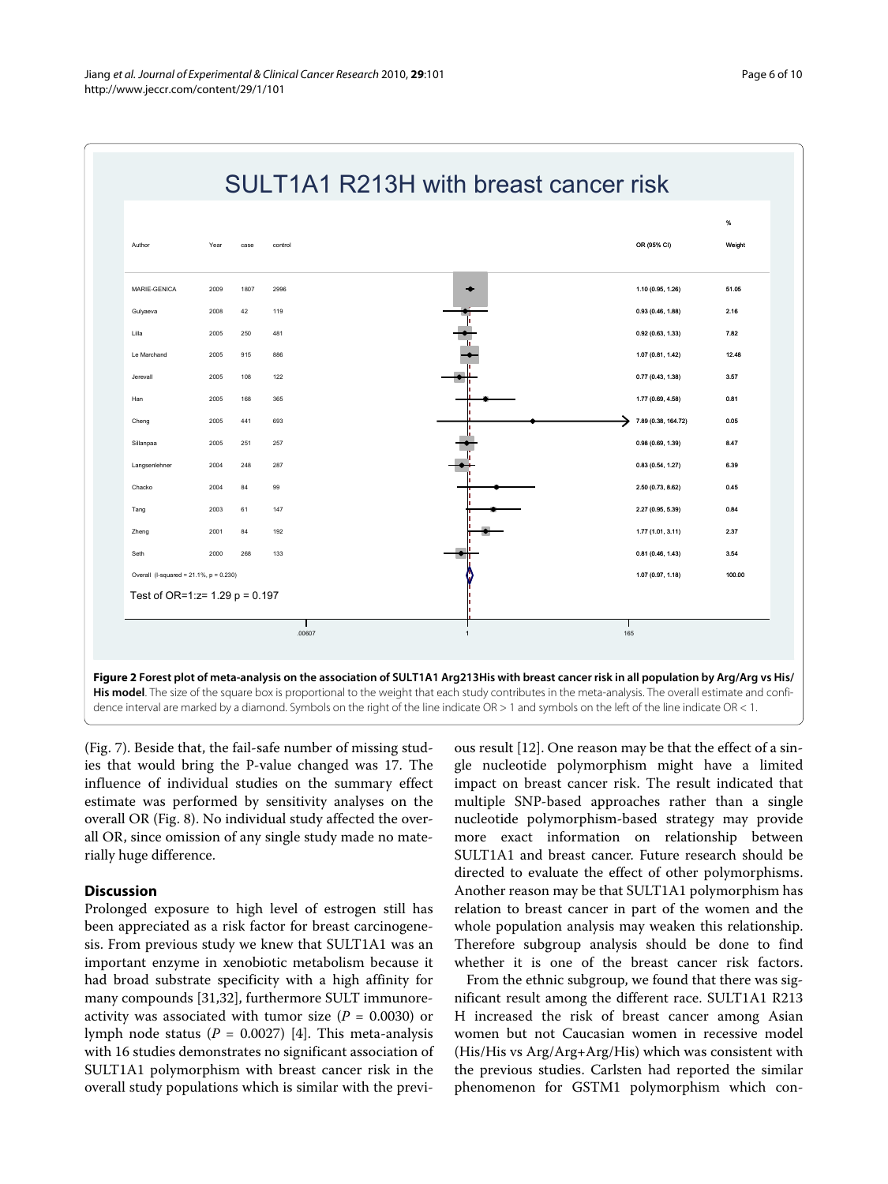SULT1A1 R213H with breast cancer risk

| Author | Year | case | control | OR (95% CI) | % Weight |
|---|---|---|---|---|---|
| MARIE-GENICA | 2009 | 1807 | 2996 | 1.10 (0.95, 1.26) | 51.05 |
| Gulyaeva | 2008 | 42 | 119 | 0.93 (0.46, 1.88) | 2.16 |
| Lilla | 2005 | 250 | 481 | 0.92 (0.63, 1.33) | 7.82 |
| Le Marchand | 2005 | 915 | 886 | 1.07 (0.81, 1.42) | 12.48 |
| Jerevall | 2005 | 108 | 122 | 0.77 (0.43, 1.38) | 3.57 |
| Han | 2005 | 168 | 365 | 1.77 (0.69, 4.58) | 0.81 |
| Cheng | 2005 | 441 | 693 | 7.89 (0.38, 164.72) | 0.05 |
| Sillanpaa | 2005 | 251 | 257 | 0.98 (0.69, 1.39) | 8.47 |
| Langsenlehner | 2004 | 248 | 287 | 0.83 (0.54, 1.27) | 6.39 |
| Chacko | 2004 | 84 | 99 | 2.50 (0.73, 8.62) | 0.45 |
| Tang | 2003 | 61 | 147 | 2.27 (0.95, 5.39) | 0.84 |
| Zheng | 2001 | 84 | 192 | 1.77 (1.01, 3.11) | 2.37 |
| Seth | 2000 | 268 | 133 | 0.81 (0.46, 1.43) | 3.54 |
| Overall (I-squared = 21.1%, p = 0.230) | | | | 1.07 (0.97, 1.18) | 100.00 |

Test of OR=1:z= 1.29 p = 0.197

**Figure 2 Forest plot of meta-analysis on the association of SULT1A1 Arg213His with breast cancer risk in all population by Arg/Arg vs His/His model**. The size of the square box is proportional to the weight that each study contributes in the meta-analysis. The overall estimate and confidence interval are marked by a diamond. Symbols on the right of the line indicate OR > 1 and symbols on the left of the line indicate OR < 1.

(Fig. 7). Beside that, the fail-safe number of missing studies that would bring the P-value changed was 17. The influence of individual studies on the summary effect estimate was performed by sensitivity analyses on the overall OR (Fig. 8). No individual study affected the overall OR, since omission of any single study made no materially huge difference.

## Discussion

Prolonged exposure to high level of estrogen still has been appreciated as a risk factor for breast carcinogenesis. From previous study we knew that SULT1A1 was an important enzyme in xenobiotic metabolism because it had broad substrate specificity with a high affinity for many compounds [31,32], furthermore SULT immunoreactivity was associated with tumor size ($P = 0.0030$) or lymph node status ($P = 0.0027$) [4]. This meta-analysis with 16 studies demonstrates no significant association of SULT1A1 polymorphism with breast cancer risk in the overall study populations which is similar with the previous result [12]. One reason may be that the effect of a single nucleotide polymorphism might have a limited impact on breast cancer risk. The result indicated that multiple SNP-based approaches rather than a single nucleotide polymorphism-based strategy may provide more exact information on relationship between SULT1A1 and breast cancer. Future research should be directed to evaluate the effect of other polymorphisms. Another reason may be that SULT1A1 polymorphism has relation to breast cancer in part of the women and the whole population analysis may weaken this relationship. Therefore subgroup analysis should be done to find whether it is one of the breast cancer risk factors.

From the ethnic subgroup, we found that there was significant result among the different race. SULT1A1 R213 H increased the risk of breast cancer among Asian women but not Caucasian women in recessive model (His/His vs Arg/Arg+Arg/His) which was consistent with the previous studies. Carlsten had reported the similar phenomenon for GSTM1 polymorphism which con-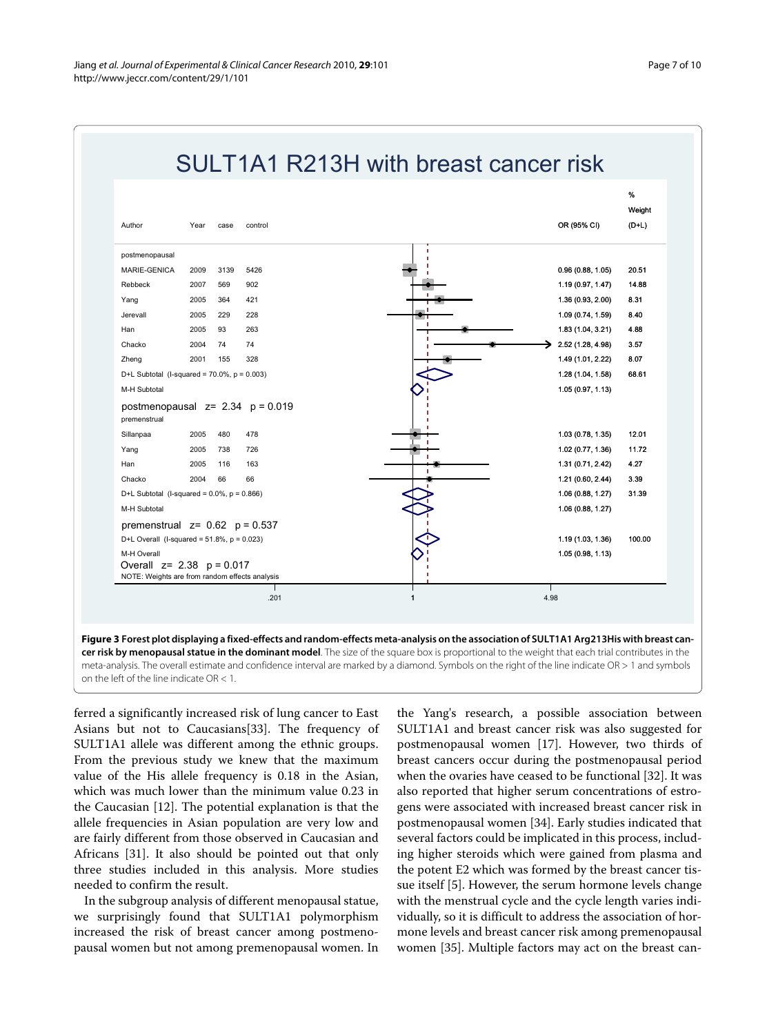## SULT1A1 R213H with breast cancer risk

| Author | Year | case | control | OR (95% CI) | % Weight (D+L) |
|---|---|---|---|---|---|
| postmenopausal | | | | | |
| MARIE-GENICA | 2009 | 3139 | 5426 | 0.96 (0.88, 1.05) | 20.51 |
| Rebbeck | 2007 | 569 | 902 | 1.19 (0.97, 1.47) | 14.88 |
| Yang | 2005 | 364 | 421 | 1.36 (0.93, 2.00) | 8.31 |
| Jerevall | 2005 | 229 | 228 | 1.09 (0.74, 1.59) | 8.40 |
| Han | 2005 | 93 | 263 | 1.83 (1.04, 3.21) | 4.88 |
| Chacko | 2004 | 74 | 74 | 2.52 (1.28, 4.98) | 3.57 |
| Zheng | 2001 | 155 | 328 | 1.49 (1.01, 2.22) | 8.07 |
| D+L Subtotal (I-squared = 70.0%, p = 0.003) | | | | 1.28 (1.04, 1.58) | 68.61 |
| M-H Subtotal | | | | 1.05 (0.97, 1.13) | |
| postmenopausal z= 2.34 p = 0.019 | | | | | |
| premenstrual | | | | | |
| Sillanpaa | 2005 | 480 | 478 | 1.03 (0.78, 1.35) | 12.01 |
| Yang | 2005 | 738 | 726 | 1.02 (0.77, 1.36) | 11.72 |
| Han | 2005 | 116 | 163 | 1.31 (0.71, 2.42) | 4.27 |
| Chacko | 2004 | 66 | 66 | 1.21 (0.60, 2.44) | 3.39 |
| D+L Subtotal (I-squared = 0.0%, p = 0.866) | | | | 1.06 (0.88, 1.27) | 31.39 |
| M-H Subtotal | | | | 1.06 (0.88, 1.27) | |
| premenstrual z= 0.62 p = 0.537 | | | | | |
| D+L Overall (I-squared = 51.8%, p = 0.023) | | | | 1.19 (1.03, 1.36) | 100.00 |
| M-H Overall | | | | 1.05 (0.98, 1.13) | |
| Overall z= 2.38 p = 0.017 | | | | | |

NOTE: Weights are from random effects analysis

.201 1 4.98

**Figure 3 Forest plot displaying a fixed-effects and random-effects meta-analysis on the association of SULT1A1 Arg213His with breast cancer risk by menopausal statue in the dominant model**. The size of the square box is proportional to the weight that each trial contributes in the meta-analysis. The overall estimate and confidence interval are marked by a diamond. Symbols on the right of the line indicate OR > 1 and symbols on the left of the line indicate OR < 1.

ferred a significantly increased risk of lung cancer to East Asians but not to Caucasians[33]. The frequency of SULT1A1 allele was different among the ethnic groups. From the previous study we knew that the maximum value of the His allele frequency is 0.18 in the Asian, which was much lower than the minimum value 0.23 in the Caucasian [12]. The potential explanation is that the allele frequencies in Asian population are very low and are fairly different from those observed in Caucasian and Africans [31]. It also should be pointed out that only three studies included in this analysis. More studies needed to confirm the result.

In the subgroup analysis of different menopausal statue, we surprisingly found that SULT1A1 polymorphism increased the risk of breast cancer among postmenopausal women but not among premenopausal women. In the Yang's research, a possible association between SULT1A1 and breast cancer risk was also suggested for postmenopausal women [17]. However, two thirds of breast cancers occur during the postmenopausal period when the ovaries have ceased to be functional [32]. It was also reported that higher serum concentrations of estrogens were associated with increased breast cancer risk in postmenopausal women [34]. Early studies indicated that several factors could be implicated in this process, including higher steroids which were gained from plasma and the potent E2 which was formed by the breast cancer tissue itself [5]. However, the serum hormone levels change with the menstrual cycle and the cycle length varies individually, so it is difficult to address the association of hormone levels and breast cancer risk among premenopausal women [35]. Multiple factors may act on the breast can-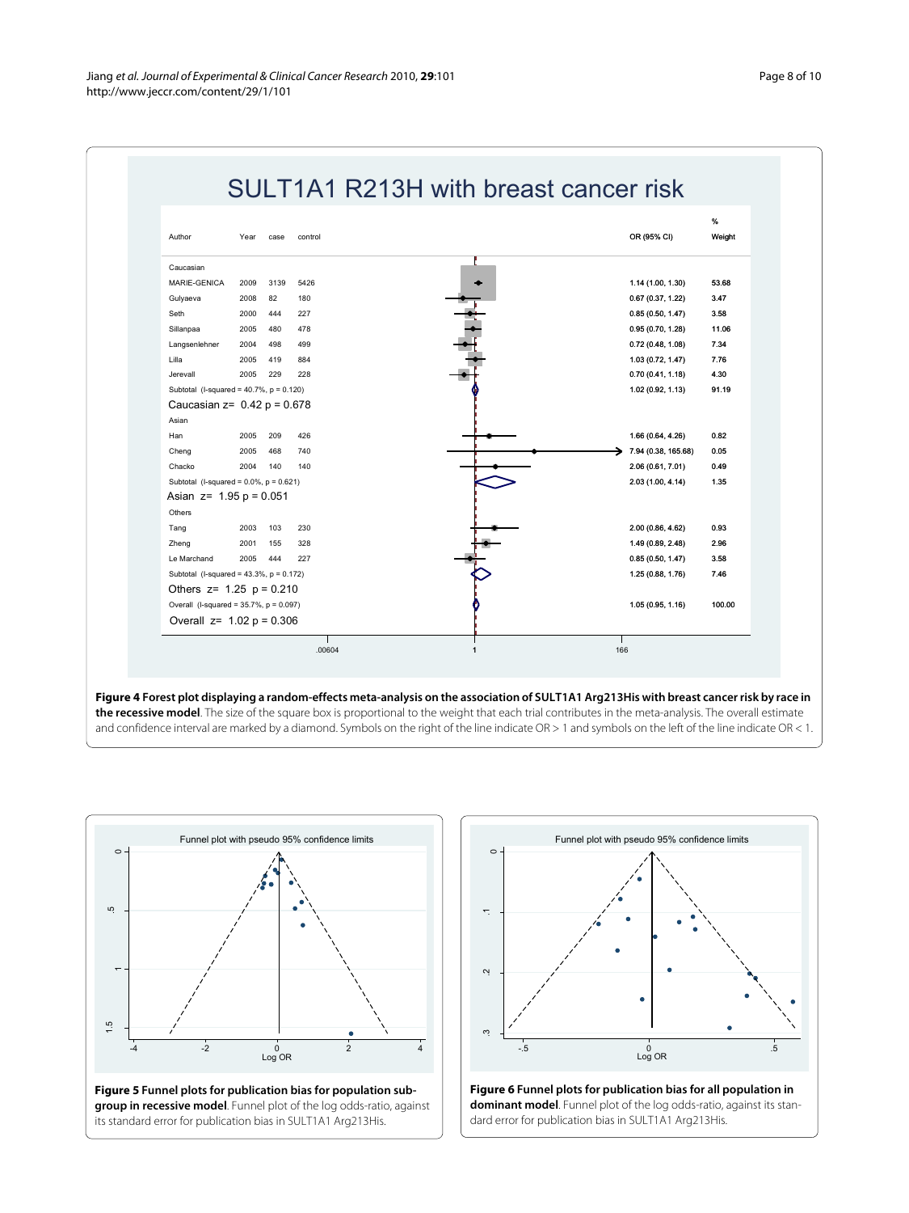**Figure 4 Forest plot displaying a random-effects meta-analysis on the association of SULT1A1 Arg213His with breast cancer risk by race in the recessive model**. The size of the square box is proportional to the weight that each trial contributes in the meta-analysis. The overall estimate and confidence interval are marked by a diamond. Symbols on the right of the line indicate OR > 1 and symbols on the left of the line indicate OR < 1.

**Figure 5 Funnel plots for publication bias for population subgroup in recessive model**. Funnel plot of the log odds-ratio, against its standard error for publication bias in SULT1A1 Arg213His.

**Figure 6 Funnel plots for publication bias for all population in dominant model**. Funnel plot of the log odds-ratio, against its standard error for publication bias in SULT1A1 Arg213His.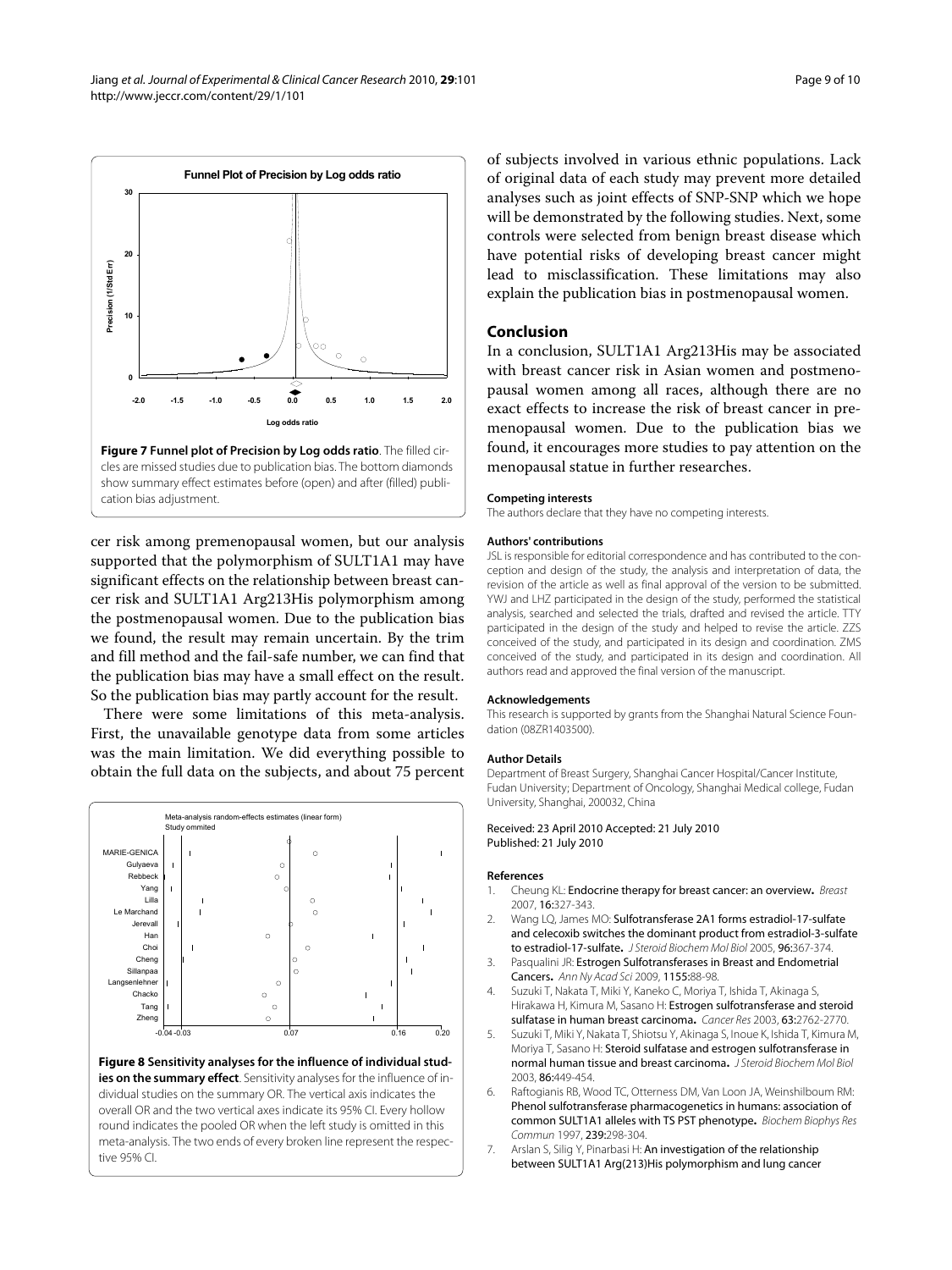Funnel Plot of Precision by Log odds ratio

Precision (1/Std Err)

30

20

10

0

-2.0 -1.5 -1.0 -0.5 0.0 0.5 1.0 1.5 2.0

Log odds ratio

**Figure 7 Funnel plot of Precision by Log odds ratio**. The filled circles are missed studies due to publication bias. The bottom diamonds show summary effect estimates before (open) and after (filled) publication bias adjustment.

cer risk among premenopausal women, but our analysis supported that the polymorphism of SULT1A1 may have significant effects on the relationship between breast cancer risk and SULT1A1 Arg213His polymorphism among the postmenopausal women. Due to the publication bias we found, the result may remain uncertain. By the trim and fill method and the fail-safe number, we can find that the publication bias may have a small effect on the result. So the publication bias may partly account for the result.

There were some limitations of this meta-analysis. First, the unavailable genotype data from some articles was the main limitation. We did everything possible to obtain the full data on the subjects, and about 75 percent

Meta-analysis random-effects estimates (linear form)
Study ommited

MARIE-GENICA
Gulyaeva
Rebbeck
Yang
Lilla
Le Marchand
Jerevall
Han
Choi
Cheng
Sillanpaa
Langsenlehner
Chacko
Tang
Zheng

-0.04 -0.03 0.07 0.16 0.20

**Figure 8 Sensitivity analyses for the influence of individual studies on the summary effect**. Sensitivity analyses for the influence of individual studies on the summary OR. The vertical axis indicates the overall OR and the two vertical axes indicate its 95% CI. Every hollow round indicates the pooled OR when the left study is omitted in this meta-analysis. The two ends of every broken line represent the respective 95% CI.

of subjects involved in various ethnic populations. Lack of original data of each study may prevent more detailed analyses such as joint effects of SNP-SNP which we hope will be demonstrated by the following studies. Next, some controls were selected from benign breast disease which have potential risks of developing breast cancer might lead to misclassification. These limitations may also explain the publication bias in postmenopausal women.

## Conclusion

In a conclusion, SULT1A1 Arg213His may be associated with breast cancer risk in Asian women and postmenopausal women among all races, although there are no exact effects to increase the risk of breast cancer in premenopausal women. Due to the publication bias we found, it encourages more studies to pay attention on the menopausal statue in further researches.

#### Competing interests

The authors declare that they have no competing interests.

#### Authors' contributions

JSL is responsible for editorial correspondence and has contributed to the conception and design of the study, the analysis and interpretation of data, the revision of the article as well as final approval of the version to be submitted. YWJ and LHZ participated in the design of the study, performed the statistical analysis, searched and selected the trials, drafted and revised the article. TTY participated in the design of the study and helped to revise the article. ZZS conceived of the study, and participated in its design and coordination. ZMS conceived of the study, and participated in its design and coordination. All authors read and approved the final version of the manuscript.

#### Acknowledgements

This research is supported by grants from the Shanghai Natural Science Foundation (08ZR1403500).

#### Author Details

Department of Breast Surgery, Shanghai Cancer Hospital/Cancer Institute, Fudan University; Department of Oncology, Shanghai Medical college, Fudan University, Shanghai, 200032, China

Received: 23 April 2010 Accepted: 21 July 2010
Published: 21 July 2010

#### References

1. Cheung KL: **Endocrine therapy for breast cancer: an overview.** *Breast* 2007, **16:**327-343.
2. Wang LQ, James MO: **Sulfotransferase 2A1 forms estradiol-17-sulfate and celecoxib switches the dominant product from estradiol-3-sulfate to estradiol-17-sulfate.** *J Steroid Biochem Mol Biol* 2005, **96:**367-374.
3. Pasqualini JR: **Estrogen Sulfotransferases in Breast and Endometrial Cancers.** *Ann Ny Acad Sci* 2009, **1155:**88-98.
4. Suzuki T, Nakata T, Miki Y, Kaneko C, Moriya T, Ishida T, Akinaga S, Hirakawa H, Kimura M, Sasano H: **Estrogen sulfotransferase and steroid sulfatase in human breast carcinoma.** *Cancer Res* 2003, **63:**2762-2770.
5. Suzuki T, Miki Y, Nakata T, Shiotsu Y, Akinaga S, Inoue K, Ishida T, Kimura M, Moriya T, Sasano H: **Steroid sulfatase and estrogen sulfotransferase in normal human tissue and breast carcinoma.** *J Steroid Biochem Mol Biol* 2003, **86:**449-454.
6. Raftogianis RB, Wood TC, Otterness DM, Van Loon JA, Weinshilboum RM: **Phenol sulfotransferase pharmacogenetics in humans: association of common SULT1A1 alleles with TS PST phenotype.** *Biochem Biophys Res Commun* 1997, **239:**298-304.
7. Arslan S, Silig Y, Pinarbasi H: **An investigation of the relationship between SULT1A1 Arg(213)His polymorphism and lung cancer**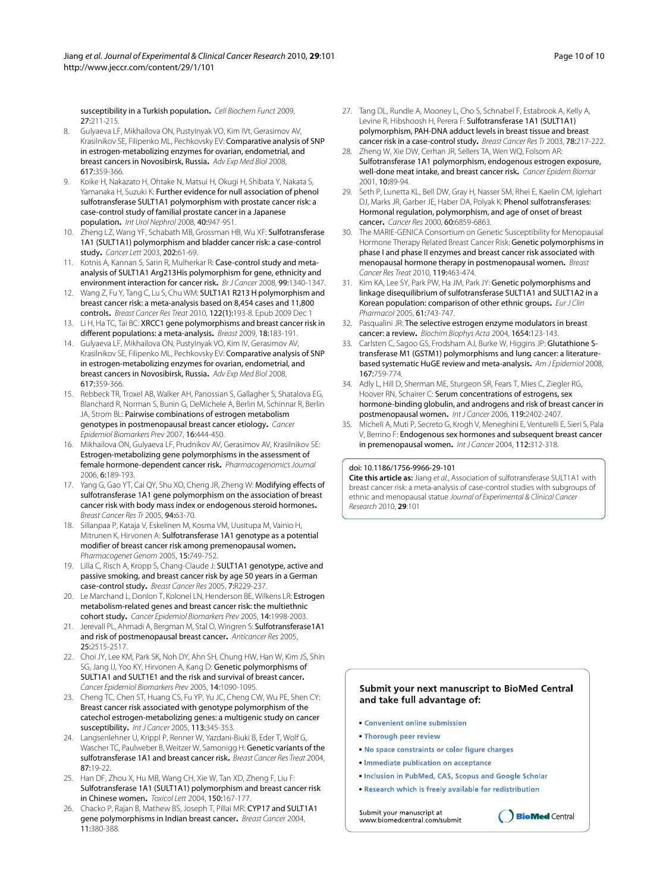susceptibility in a Turkish population. *Cell Biochem Funct* 2009, **27**:211-215.

8. Gulyaeva LF, Mikhailova ON, PustyInyak VO, Kim IVt, Gerasimov AV, Krasilnikov SE, Filipenko ML, Pechkovsky EV: Comparative analysis of SNP in estrogen-metabolizing enzymes for ovarian, endometrial, and breast cancers in Novosibirsk, Russia. *Adv Exp Med Biol* 2008, **617**:359-366.
9. Koike H, Nakazato H, Ohtake N, Matsui H, Okugi H, Shibata Y, Nakata S, Yamanaka H, Suzuki K: Further evidence for null association of phenol sulfotransferase SULT1A1 polymorphism with prostate cancer risk: a case-control study of familial prostate cancer in a Japanese population. *Int Urol Nephrol* 2008, **40**:947-951.
10. Zheng LZ, Wang YF, Schabath MB, Grossman HB, Wu XF: Sulfotransferase 1A1 (SULT1A1) polymorphism and bladder cancer risk: a case-control study. *Cancer Lett* 2003, **202**:61-69.
11. Kotnis A, Kannan S, Sarin R, Mulherkar R: Case-control study and meta-analysis of SULT1A1 Arg213His polymorphism for gene, ethnicity and environment interaction for cancer risk. *Br J Cancer* 2008, **99**:1340-1347.
12. Wang Z, Fu Y, Tang C, Lu S, Chu WM: SULT1A1 R213 H polymorphism and breast cancer risk: a meta-analysis based on 8,454 cases and 11,800 controls. *Breast Cancer Res Treat* 2010, **122(1)**:193-8. Epub 2009 Dec 1
13. Li H, Ha TC, Tai BC: XRCC1 gene polymorphisms and breast cancer risk in different populations: a meta-analysis. *Breast* 2009, **18**:183-191.
14. Gulyaeva LF, Mikhailova ON, PustyInyak VO, Kim IV, Gerasimov AV, Krasilnikov SE, Filipenko ML, Pechkovsky EV: Comparative analysis of SNP in estrogen-metabolizing enzymes for ovarian, endometrial, and breast cancers in Novosibirsk, Russia. *Adv Exp Med Biol* 2008, **617**:359-366.
15. Rebbeck TR, Troxel AB, Walker AH, Panossian S, Gallagher S, Shatalova EG, Blanchard R, Norman S, Bunin G, DeMichele A, Berlin M, Schinnar R, Berlin JA, Strom BL: Pairwise combinations of estrogen metabolism genotypes in postmenopausal breast cancer etiology. *Cancer Epidemiol Biomarkers Prev* 2007, **16**:444-450.
16. Mikhailova ON, Gulyaeva LF, Prudnikov AV, Gerasimov AV, Krasilnikov SE: Estrogen-metabolizing gene polymorphisms in the assessment of female hormone-dependent cancer risk. *Pharmacogenomics Journal* 2006, **6**:189-193.
17. Yang G, Gao YT, Cai QY, Shu XO, Cheng JR, Zheng W: Modifying effects of sulfotransferase 1A1 gene polymorphism on the association of breast cancer risk with body mass index or endogenous steroid hormones. *Breast Cancer Res Tr* 2005, **94**:63-70.
18. Sillanpaa P, Kataja V, Eskelinen M, Kosma VM, Uusitupa M, Vainio H, Mitrunen K, Hirvonen A: Sulfotransferase 1A1 genotype as a potential modifier of breast cancer risk among premenopausal women. *Pharmacogenet Genom* 2005, **15**:749-752.
19. Lilla C, Risch A, Kropp S, Chang-Claude J: SULT1A1 genotype, active and passive smoking, and breast cancer risk by age 50 years in a German case-control study. *Breast Cancer Res* 2005, **7**:R229-237.
20. Le Marchand L, Donlon T, Kolonel LN, Henderson BE, Wilkens LR: Estrogen metabolism-related genes and breast cancer risk: the multiethnic cohort study. *Cancer Epidemiol Biomarkers Prev* 2005, **14**:1998-2003.
21. Jerevall PL, Ahmadi A, Bergman M, Stal O, Wingren S: Sulfotransferase1A1 and risk of postmenopausal breast cancer. *Anticancer Res* 2005, **25**:2515-2517.
22. Choi JY, Lee KM, Park SK, Noh DY, Ahn SH, Chung HW, Han W, Kim JS, Shin SG, Jang IJ, Yoo KY, Hirvonen A, Kang D: Genetic polymorphisms of SULT1A1 and SULT1E1 and the risk and survival of breast cancer. *Cancer Epidemiol Biomarkers Prev* 2005, **14**:1090-1095.
23. Cheng TC, Chen ST, Huang CS, Fu YP, Yu JC, Cheng CW, Wu PE, Shen CY: Breast cancer risk associated with genotype polymorphism of the catechol estrogen-metabolizing genes: a multigenic study on cancer susceptibility. *Int J Cancer* 2005, **113**:345-353.
24. Langsenlehner U, Krippl P, Renner W, Yazdani-Biuki B, Eder T, Wolf G, Wascher TC, Paulweber B, Weitzer W, Samonigg H: Genetic variants of the sulfotransferase 1A1 and breast cancer risk. *Breast Cancer Res Treat* 2004, **87**:19-22.
25. Han DF, Zhou X, Hu MB, Wang CH, Xie W, Tan XD, Zheng F, Liu F: Sulfotransferase 1A1 (SULT1A1) polymorphism and breast cancer risk in Chinese women. *Toxicol Lett* 2004, **150**:167-177.
26. Chacko P, Rajan B, Mathew BS, Joseph T, Pillai MR: CYP17 and SULT1A1 gene polymorphisms in Indian breast cancer. *Breast Cancer* 2004, **11**:380-388.
27. Tang DL, Rundle A, Mooney L, Cho S, Schnabel F, Estabrook A, Kelly A, Levine R, Hibshoosh H, Perera F: Sulfotransferase 1A1 (SULT1A1) polymorphism, PAH-DNA adduct levels in breast tissue and breast cancer risk in a case-control study. *Breast Cancer Res Tr* 2003, **78**:217-222.
28. Zheng W, Xie DW, Cerhan JR, Sellers TA, Wen WQ, Folsom AR: Sulfotransferase 1A1 polymorphism, endogenous estrogen exposure, well-done meat intake, and breast cancer risk. *Cancer Epidem Biomar* 2001, **10**:89-94.
29. Seth P, Lunetta KL, Bell DW, Gray H, Nasser SM, Rhei E, Kaelin CM, Iglehart DJ, Marks JR, Garber JE, Haber DA, Polyak K: Phenol sulfotransferases: Hormonal regulation, polymorphism, and age of onset of breast cancer. *Cancer Res* 2000, **60**:6859-6863.
30. The MARIE-GENICA Consortium on Genetic Susceptibility for Menopausal Hormone Therapy Related Breast Cancer Risk: Genetic polymorphisms in phase I and phase II enzymes and breast cancer risk associated with menopausal hormone therapy in postmenopausal women. *Breast Cancer Res Treat* 2010, **119**:463-474.
31. Kim KA, Lee SY, Park PW, Ha JM, Park JY: Genetic polymorphisms and linkage disequilibrium of sulfotransferase SULT1A1 and SULT1A2 in a Korean population: comparison of other ethnic groups. *Eur J Clin Pharmacol* 2005, **61**:743-747.
32. Pasqualini JR: The selective estrogen enzyme modulators in breast cancer: a review. *Biochim Biophys Acta* 2004, **1654**:123-143.
33. Carlsten C, Sagoo GS, Frodsham AJ, Burke W, Higgins JP: Glutathione S-transferase M1 (GSTM1) polymorphisms and lung cancer: a literature-based systematic HuGE review and meta-analysis. *Am J Epidemiol* 2008, **167**:759-774.
34. Adly L, Hill D, Sherman ME, Sturgeon SR, Fears T, Mies C, Ziegler RG, Hoover RN, Schairer C: Serum concentrations of estrogens, sex hormone-binding globulin, and androgens and risk of breast cancer in postmenopausal women. *Int J Cancer* 2006, **119**:2402-2407.
35. Micheli A, Muti P, Secreto G, Krogh V, Meneghini E, Venturelli E, Sieri S, Pala V, Berrino F: Endogenous sex hormones and subsequent breast cancer in premenopausal women. *Int J Cancer* 2004, **112**:312-318.

doi: 10.1186/1756-9966-29-101

**Cite this article as:** Jiang *et al.*, Association of sulfotransferase SULT1A1 with breast cancer risk: a meta-analysis of case-control studies with subgroups of ethnic and menopausal statue *Journal of Experimental & Clinical Cancer Research* 2010, **29**:101

**Submit your next manuscript to BioMed Central and take full advantage of:**

- Convenient online submission
- Thorough peer review
- No space constraints or color figure charges
- Immediate publication on acceptance
- Inclusion in PubMed, CAS, Scopus and Google Scholar
- Research which is freely available for redistribution

Submit your manuscript at www.biomedcentral.com/submit

BioMed Central